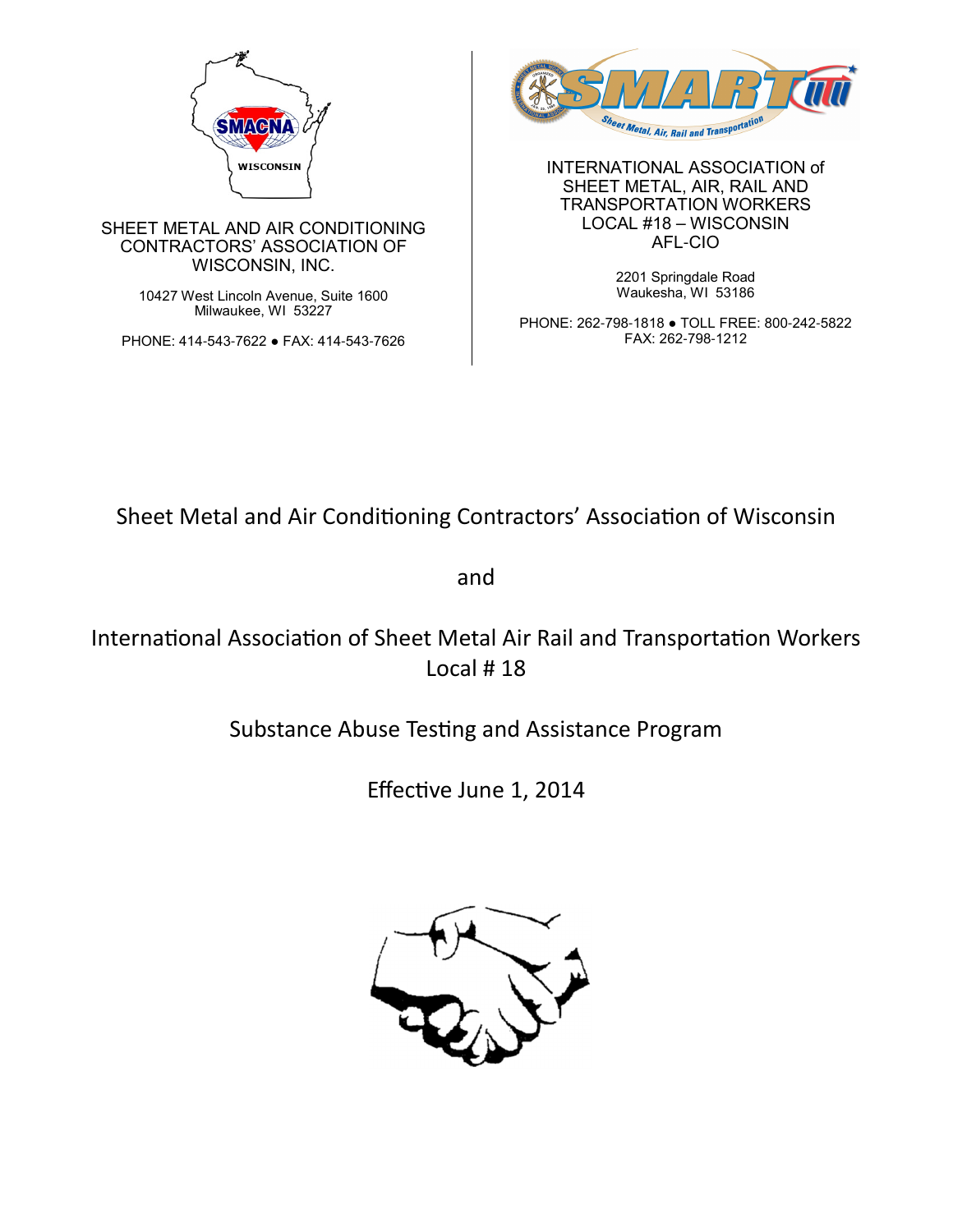SHEET METAL AND AIR CONDITIONING CONTRACTORS' ASSOCIATION OF WISCONSIN, INC.

10427 West Lincoln Avenue, Suite 1600
Milwaukee, WI 53227

PHONE: 414-543-7622 ● FAX: 414-543-7626

INTERNATIONAL ASSOCIATION of SHEET METAL, AIR, RAIL AND TRANSPORTATION WORKERS
LOCAL #18 – WISCONSIN
AFL-CIO

2201 Springdale Road
Waukesha, WI 53186

PHONE: 262-798-1818 ● TOLL FREE: 800-242-5822
FAX: 262-798-1212

# Sheet Metal and Air Conditioning Contractors' Association of Wisconsin

# and

# International Association of Sheet Metal Air Rail and Transportation Workers Local # 18

# Substance Abuse Testing and Assistance Program

# Effective June 1, 2014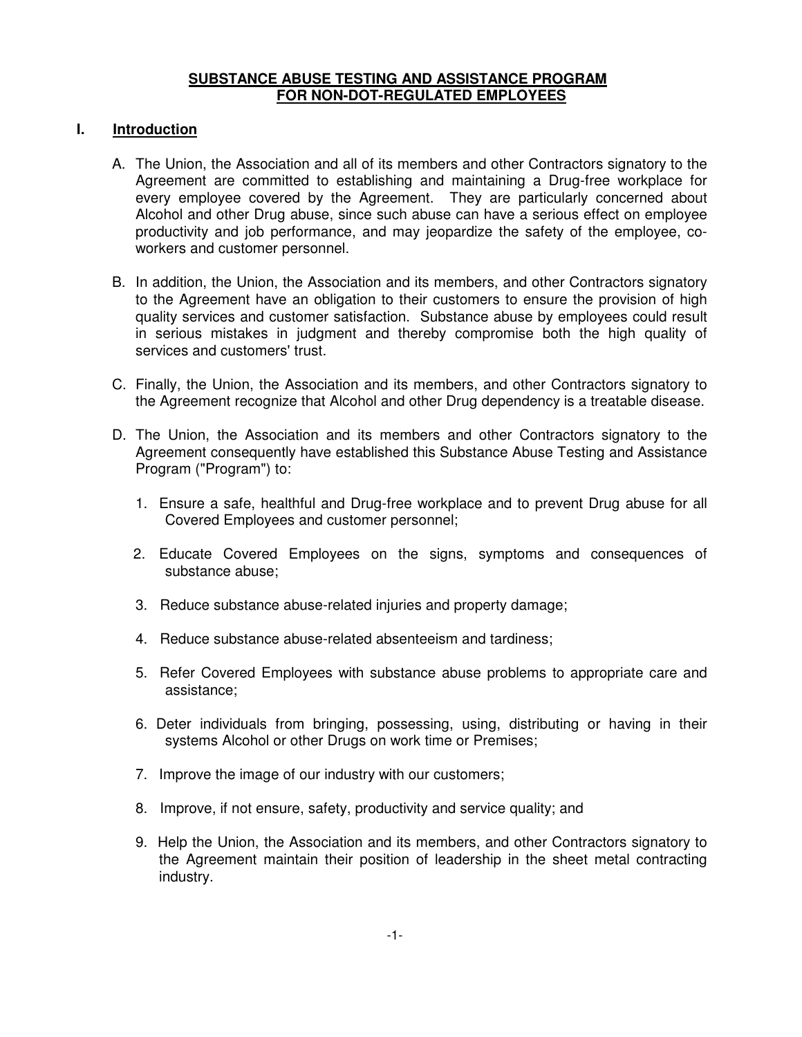# SUBSTANCE ABUSE TESTING AND ASSISTANCE PROGRAM FOR NON-DOT-REGULATED EMPLOYEES

## I. Introduction

A. The Union, the Association and all of its members and other Contractors signatory to the Agreement are committed to establishing and maintaining a Drug-free workplace for every employee covered by the Agreement. They are particularly concerned about Alcohol and other Drug abuse, since such abuse can have a serious effect on employee productivity and job performance, and may jeopardize the safety of the employee, co-workers and customer personnel.

B. In addition, the Union, the Association and its members, and other Contractors signatory to the Agreement have an obligation to their customers to ensure the provision of high quality services and customer satisfaction. Substance abuse by employees could result in serious mistakes in judgment and thereby compromise both the high quality of services and customers' trust.

C. Finally, the Union, the Association and its members, and other Contractors signatory to the Agreement recognize that Alcohol and other Drug dependency is a treatable disease.

D. The Union, the Association and its members and other Contractors signatory to the Agreement consequently have established this Substance Abuse Testing and Assistance Program ("Program") to:

1. Ensure a safe, healthful and Drug-free workplace and to prevent Drug abuse for all Covered Employees and customer personnel;
2. Educate Covered Employees on the signs, symptoms and consequences of substance abuse;
3. Reduce substance abuse-related injuries and property damage;
4. Reduce substance abuse-related absenteeism and tardiness;
5. Refer Covered Employees with substance abuse problems to appropriate care and assistance;
6. Deter individuals from bringing, possessing, using, distributing or having in their systems Alcohol or other Drugs on work time or Premises;
7. Improve the image of our industry with our customers;
8. Improve, if not ensure, safety, productivity and service quality; and
9. Help the Union, the Association and its members, and other Contractors signatory to the Agreement maintain their position of leadership in the sheet metal contracting industry.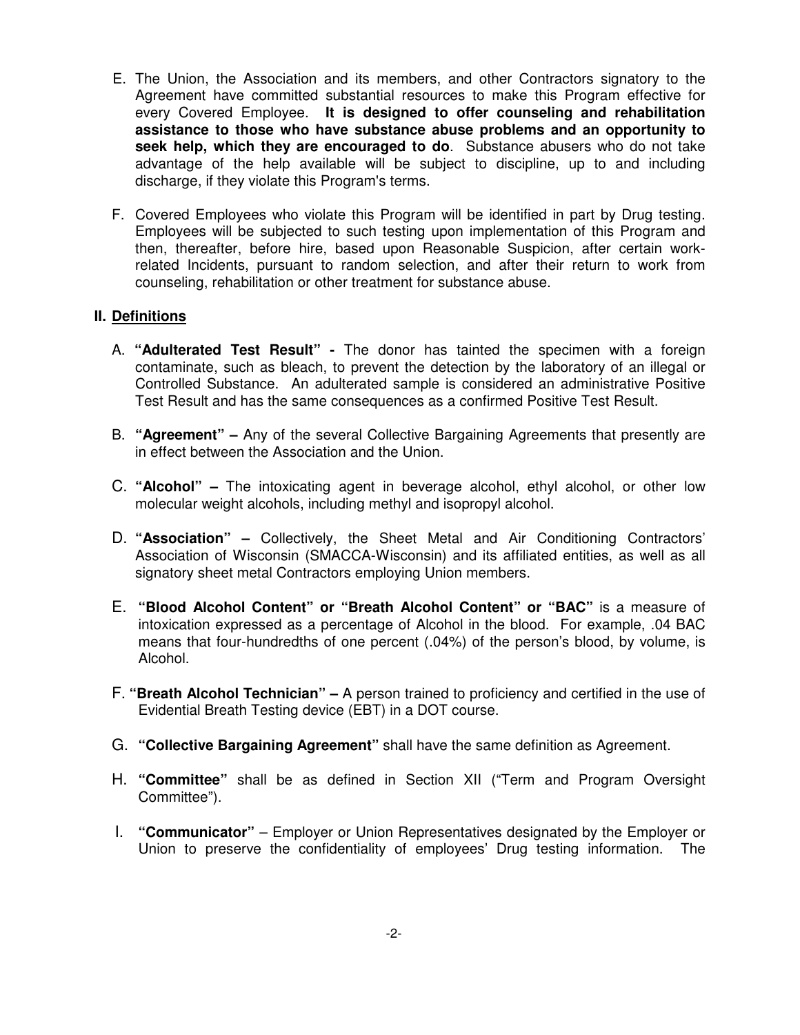E. The Union, the Association and its members, and other Contractors signatory to the Agreement have committed substantial resources to make this Program effective for every Covered Employee. **It is designed to offer counseling and rehabilitation assistance to those who have substance abuse problems and an opportunity to seek help, which they are encouraged to do**. Substance abusers who do not take advantage of the help available will be subject to discipline, up to and including discharge, if they violate this Program's terms.

F. Covered Employees who violate this Program will be identified in part by Drug testing. Employees will be subjected to such testing upon implementation of this Program and then, thereafter, before hire, based upon Reasonable Suspicion, after certain work-related Incidents, pursuant to random selection, and after their return to work from counseling, rehabilitation or other treatment for substance abuse.

## II. Definitions

A. **"Adulterated Test Result" -** The donor has tainted the specimen with a foreign contaminate, such as bleach, to prevent the detection by the laboratory of an illegal or Controlled Substance. An adulterated sample is considered an administrative Positive Test Result and has the same consequences as a confirmed Positive Test Result.

B. **"Agreement" –** Any of the several Collective Bargaining Agreements that presently are in effect between the Association and the Union.

C. **"Alcohol" –** The intoxicating agent in beverage alcohol, ethyl alcohol, or other low molecular weight alcohols, including methyl and isopropyl alcohol.

D. **"Association" –** Collectively, the Sheet Metal and Air Conditioning Contractors' Association of Wisconsin (SMACCA-Wisconsin) and its affiliated entities, as well as all signatory sheet metal Contractors employing Union members.

E. **"Blood Alcohol Content" or "Breath Alcohol Content" or "BAC"** is a measure of intoxication expressed as a percentage of Alcohol in the blood. For example, .04 BAC means that four-hundredths of one percent (.04%) of the person's blood, by volume, is Alcohol.

F. **"Breath Alcohol Technician" –** A person trained to proficiency and certified in the use of Evidential Breath Testing device (EBT) in a DOT course.

G. **"Collective Bargaining Agreement"** shall have the same definition as Agreement.

H. **"Committee"** shall be as defined in Section XII ("Term and Program Oversight Committee").

I. **"Communicator"** – Employer or Union Representatives designated by the Employer or Union to preserve the confidentiality of employees' Drug testing information. The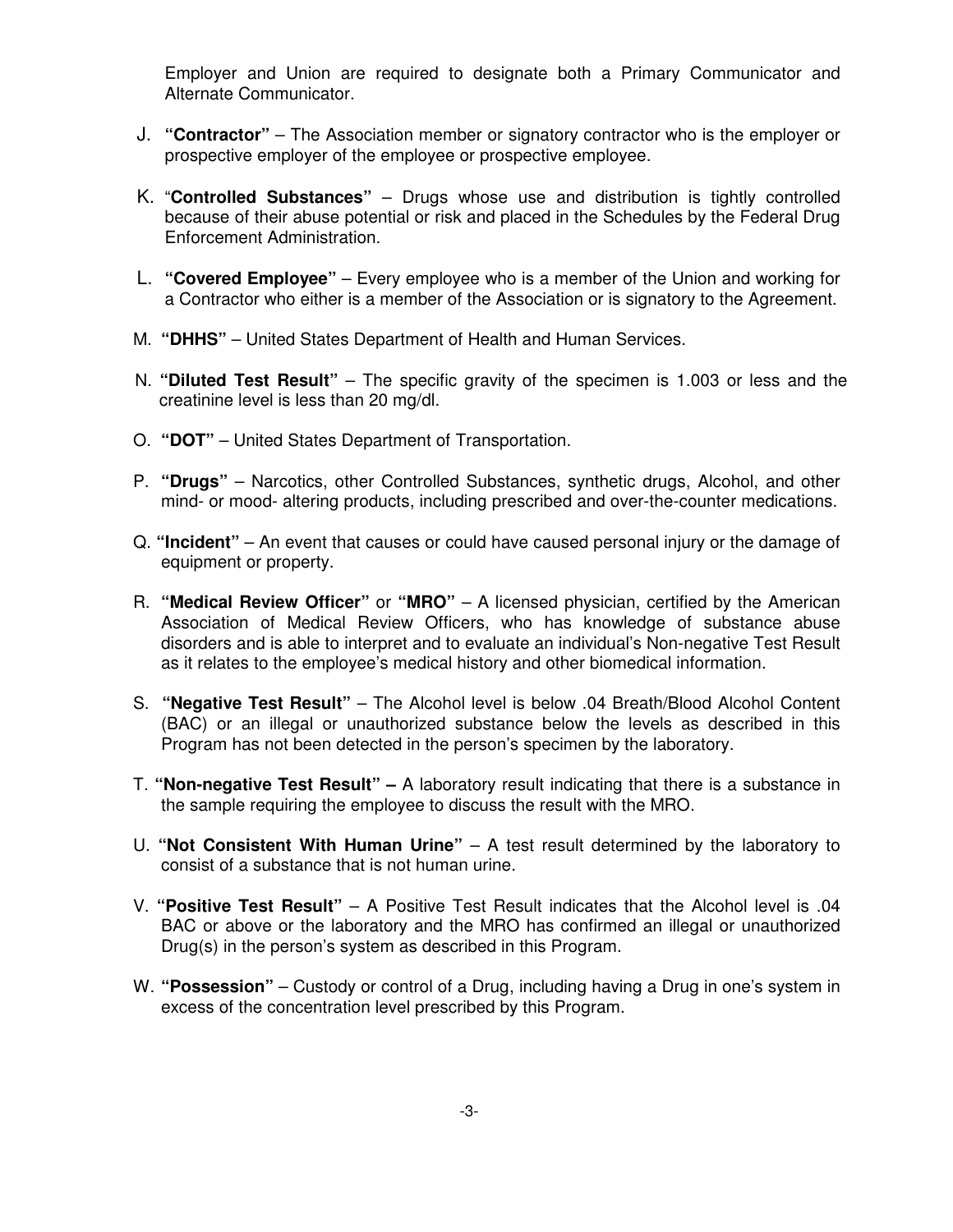Employer and Union are required to designate both a Primary Communicator and Alternate Communicator.

J. **"Contractor"** – The Association member or signatory contractor who is the employer or prospective employer of the employee or prospective employee.

K. "**Controlled Substances"** – Drugs whose use and distribution is tightly controlled because of their abuse potential or risk and placed in the Schedules by the Federal Drug Enforcement Administration.

L. **"Covered Employee"** – Every employee who is a member of the Union and working for a Contractor who either is a member of the Association or is signatory to the Agreement.

M. **"DHHS"** – United States Department of Health and Human Services.

N. **"Diluted Test Result"** – The specific gravity of the specimen is 1.003 or less and the creatinine level is less than 20 mg/dl.

O. **"DOT"** – United States Department of Transportation.

P. **"Drugs"** – Narcotics, other Controlled Substances, synthetic drugs, Alcohol, and other mind- or mood- altering products, including prescribed and over-the-counter medications.

Q. **"Incident"** – An event that causes or could have caused personal injury or the damage of equipment or property.

R. **"Medical Review Officer"** or **"MRO"** – A licensed physician, certified by the American Association of Medical Review Officers, who has knowledge of substance abuse disorders and is able to interpret and to evaluate an individual's Non-negative Test Result as it relates to the employee's medical history and other biomedical information.

S. **"Negative Test Result"** – The Alcohol level is below .04 Breath/Blood Alcohol Content (BAC) or an illegal or unauthorized substance below the levels as described in this Program has not been detected in the person's specimen by the laboratory.

T. **"Non-negative Test Result" –** A laboratory result indicating that there is a substance in the sample requiring the employee to discuss the result with the MRO.

U. **"Not Consistent With Human Urine"** – A test result determined by the laboratory to consist of a substance that is not human urine.

V. **"Positive Test Result"** – A Positive Test Result indicates that the Alcohol level is .04 BAC or above or the laboratory and the MRO has confirmed an illegal or unauthorized Drug(s) in the person's system as described in this Program.

W. **"Possession"** – Custody or control of a Drug, including having a Drug in one's system in excess of the concentration level prescribed by this Program.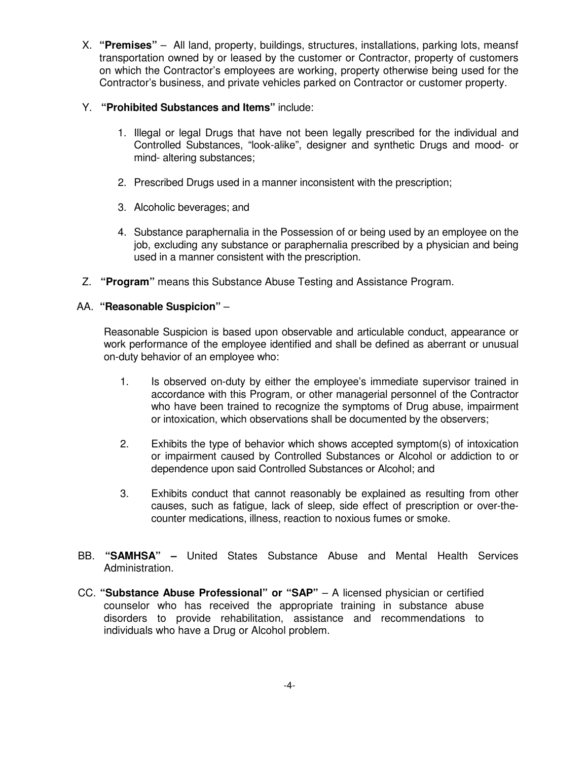X. **"Premises"** – All land, property, buildings, structures, installations, parking lots, meansf transportation owned by or leased by the customer or Contractor, property of customers on which the Contractor's employees are working, property otherwise being used for the Contractor's business, and private vehicles parked on Contractor or customer property.

Y. **"Prohibited Substances and Items"** include:

1. Illegal or legal Drugs that have not been legally prescribed for the individual and Controlled Substances, "look-alike", designer and synthetic Drugs and mood- or mind- altering substances;

2. Prescribed Drugs used in a manner inconsistent with the prescription;

3. Alcoholic beverages; and

4. Substance paraphernalia in the Possession of or being used by an employee on the job, excluding any substance or paraphernalia prescribed by a physician and being used in a manner consistent with the prescription.

Z. **"Program"** means this Substance Abuse Testing and Assistance Program.

AA. **"Reasonable Suspicion"** –

Reasonable Suspicion is based upon observable and articulable conduct, appearance or work performance of the employee identified and shall be defined as aberrant or unusual on-duty behavior of an employee who:

1. Is observed on-duty by either the employee's immediate supervisor trained in accordance with this Program, or other managerial personnel of the Contractor who have been trained to recognize the symptoms of Drug abuse, impairment or intoxication, which observations shall be documented by the observers;

2. Exhibits the type of behavior which shows accepted symptom(s) of intoxication or impairment caused by Controlled Substances or Alcohol or addiction to or dependence upon said Controlled Substances or Alcohol; and

3. Exhibits conduct that cannot reasonably be explained as resulting from other causes, such as fatigue, lack of sleep, side effect of prescription or over-the-counter medications, illness, reaction to noxious fumes or smoke.

BB. **"SAMHSA" –** United States Substance Abuse and Mental Health Services Administration.

CC. **"Substance Abuse Professional" or "SAP"** – A licensed physician or certified counselor who has received the appropriate training in substance abuse disorders to provide rehabilitation, assistance and recommendations to individuals who have a Drug or Alcohol problem.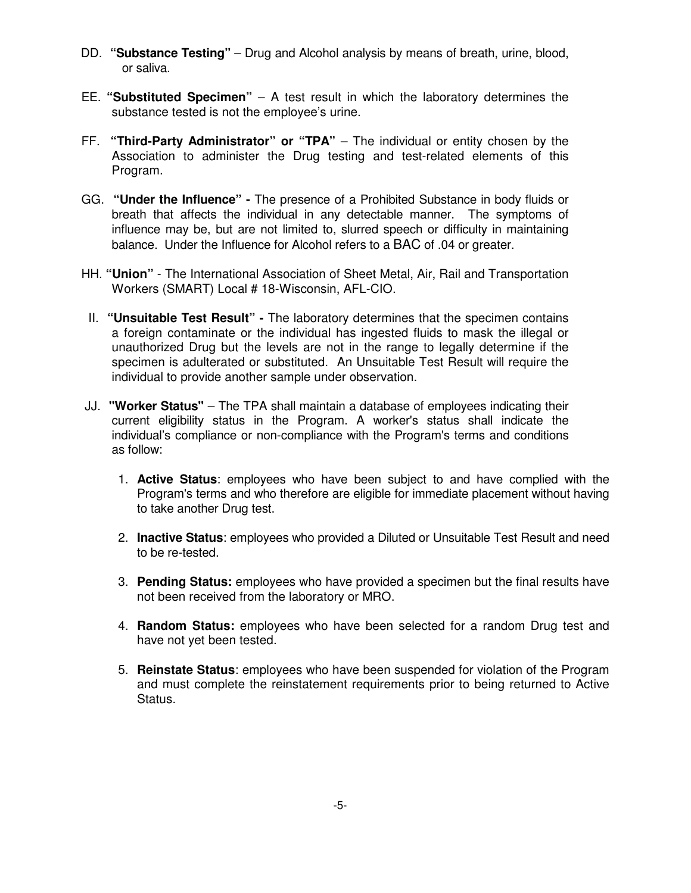DD. **"Substance Testing"** – Drug and Alcohol analysis by means of breath, urine, blood, or saliva.

EE. **"Substituted Specimen"** – A test result in which the laboratory determines the substance tested is not the employee's urine.

FF. **"Third-Party Administrator" or "TPA"** – The individual or entity chosen by the Association to administer the Drug testing and test-related elements of this Program.

GG. **"Under the Influence" -** The presence of a Prohibited Substance in body fluids or breath that affects the individual in any detectable manner. The symptoms of influence may be, but are not limited to, slurred speech or difficulty in maintaining balance. Under the Influence for Alcohol refers to a BAC of .04 or greater.

HH. **"Union"** - The International Association of Sheet Metal, Air, Rail and Transportation Workers (SMART) Local # 18-Wisconsin, AFL-CIO.

II. **"Unsuitable Test Result" -** The laboratory determines that the specimen contains a foreign contaminate or the individual has ingested fluids to mask the illegal or unauthorized Drug but the levels are not in the range to legally determine if the specimen is adulterated or substituted. An Unsuitable Test Result will require the individual to provide another sample under observation.

JJ. **"Worker Status"** – The TPA shall maintain a database of employees indicating their current eligibility status in the Program. A worker's status shall indicate the individual's compliance or non-compliance with the Program's terms and conditions as follow:

1. **Active Status**: employees who have been subject to and have complied with the Program's terms and who therefore are eligible for immediate placement without having to take another Drug test.

2. **Inactive Status**: employees who provided a Diluted or Unsuitable Test Result and need to be re-tested.

3. **Pending Status:** employees who have provided a specimen but the final results have not been received from the laboratory or MRO.

4. **Random Status:** employees who have been selected for a random Drug test and have not yet been tested.

5. **Reinstate Status**: employees who have been suspended for violation of the Program and must complete the reinstatement requirements prior to being returned to Active Status.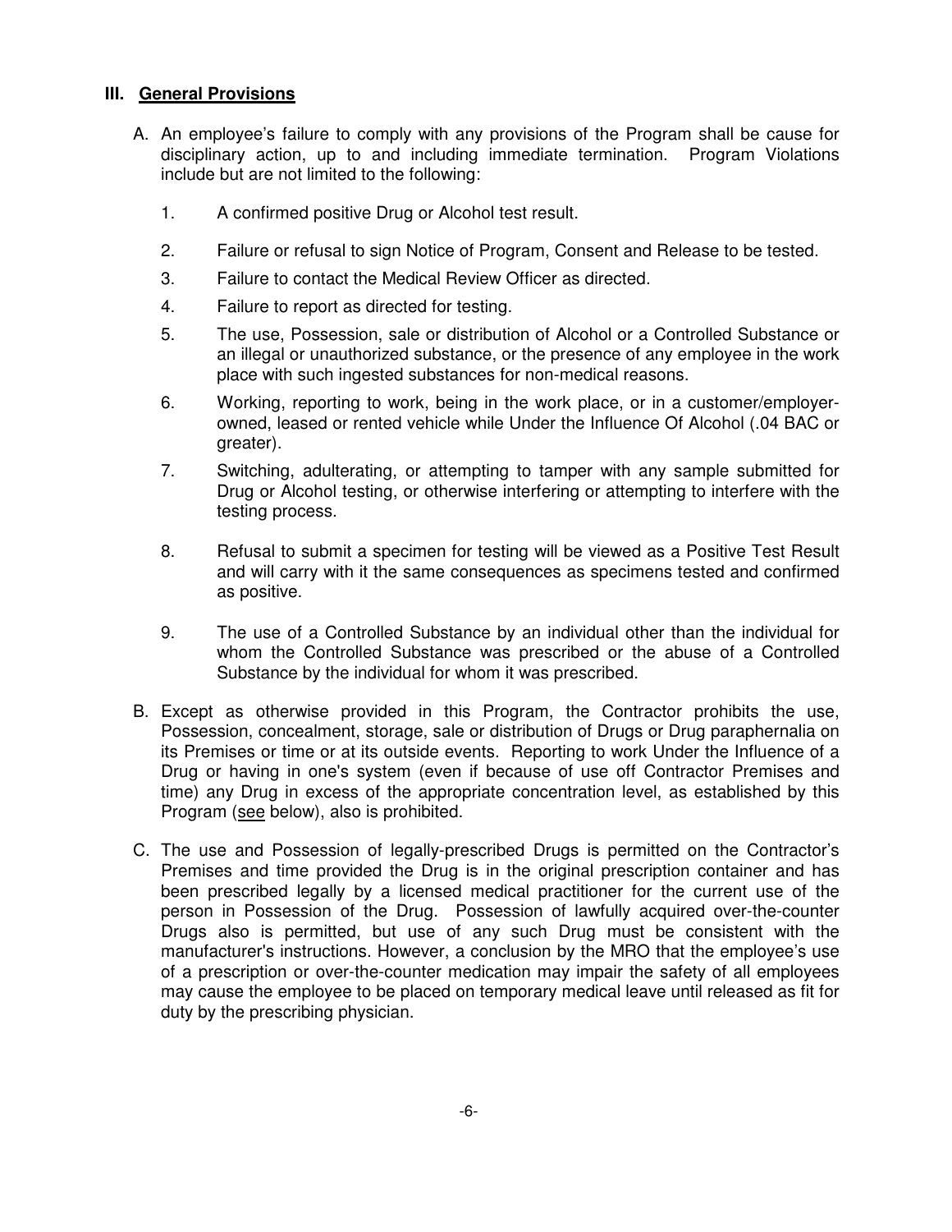## III. General Provisions

A. An employee's failure to comply with any provisions of the Program shall be cause for disciplinary action, up to and including immediate termination. Program Violations include but are not limited to the following:

   1. A confirmed positive Drug or Alcohol test result.

   2. Failure or refusal to sign Notice of Program, Consent and Release to be tested.

   3. Failure to contact the Medical Review Officer as directed.

   4. Failure to report as directed for testing.

   5. The use, Possession, sale or distribution of Alcohol or a Controlled Substance or an illegal or unauthorized substance, or the presence of any employee in the work place with such ingested substances for non-medical reasons.

   6. Working, reporting to work, being in the work place, or in a customer/employer-owned, leased or rented vehicle while Under the Influence Of Alcohol (.04 BAC or greater).

   7. Switching, adulterating, or attempting to tamper with any sample submitted for Drug or Alcohol testing, or otherwise interfering or attempting to interfere with the testing process.

   8. Refusal to submit a specimen for testing will be viewed as a Positive Test Result and will carry with it the same consequences as specimens tested and confirmed as positive.

   9. The use of a Controlled Substance by an individual other than the individual for whom the Controlled Substance was prescribed or the abuse of a Controlled Substance by the individual for whom it was prescribed.

B. Except as otherwise provided in this Program, the Contractor prohibits the use, Possession, concealment, storage, sale or distribution of Drugs or Drug paraphernalia on its Premises or time or at its outside events. Reporting to work Under the Influence of a Drug or having in one's system (even if because of use off Contractor Premises and time) any Drug in excess of the appropriate concentration level, as established by this Program (see below), also is prohibited.

C. The use and Possession of legally-prescribed Drugs is permitted on the Contractor's Premises and time provided the Drug is in the original prescription container and has been prescribed legally by a licensed medical practitioner for the current use of the person in Possession of the Drug. Possession of lawfully acquired over-the-counter Drugs also is permitted, but use of any such Drug must be consistent with the manufacturer's instructions. However, a conclusion by the MRO that the employee's use of a prescription or over-the-counter medication may impair the safety of all employees may cause the employee to be placed on temporary medical leave until released as fit for duty by the prescribing physician.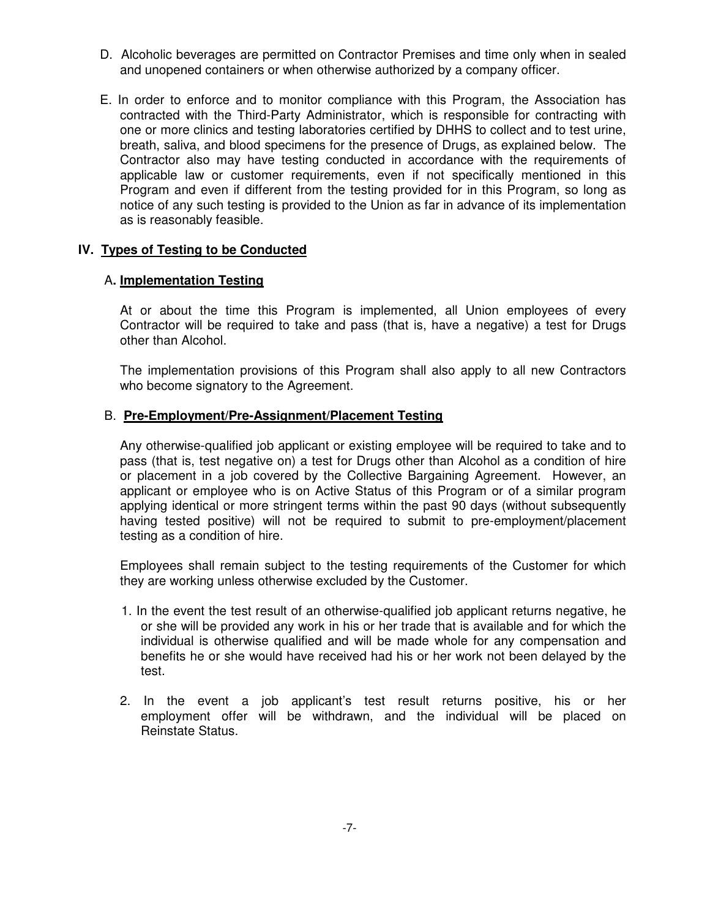D. Alcoholic beverages are permitted on Contractor Premises and time only when in sealed and unopened containers or when otherwise authorized by a company officer.

E. In order to enforce and to monitor compliance with this Program, the Association has contracted with the Third-Party Administrator, which is responsible for contracting with one or more clinics and testing laboratories certified by DHHS to collect and to test urine, breath, saliva, and blood specimens for the presence of Drugs, as explained below. The Contractor also may have testing conducted in accordance with the requirements of applicable law or customer requirements, even if not specifically mentioned in this Program and even if different from the testing provided for in this Program, so long as notice of any such testing is provided to the Union as far in advance of its implementation as is reasonably feasible.

## IV. <u>Types of Testing to be Conducted</u>

### A. <u>Implementation Testing</u>

At or about the time this Program is implemented, all Union employees of every Contractor will be required to take and pass (that is, have a negative) a test for Drugs other than Alcohol.

The implementation provisions of this Program shall also apply to all new Contractors who become signatory to the Agreement.

### B. <u>Pre-Employment/Pre-Assignment/Placement Testing</u>

Any otherwise-qualified job applicant or existing employee will be required to take and to pass (that is, test negative on) a test for Drugs other than Alcohol as a condition of hire or placement in a job covered by the Collective Bargaining Agreement. However, an applicant or employee who is on Active Status of this Program or of a similar program applying identical or more stringent terms within the past 90 days (without subsequently having tested positive) will not be required to submit to pre-employment/placement testing as a condition of hire.

Employees shall remain subject to the testing requirements of the Customer for which they are working unless otherwise excluded by the Customer.

1. In the event the test result of an otherwise-qualified job applicant returns negative, he or she will be provided any work in his or her trade that is available and for which the individual is otherwise qualified and will be made whole for any compensation and benefits he or she would have received had his or her work not been delayed by the test.

2. In the event a job applicant's test result returns positive, his or her employment offer will be withdrawn, and the individual will be placed on Reinstate Status.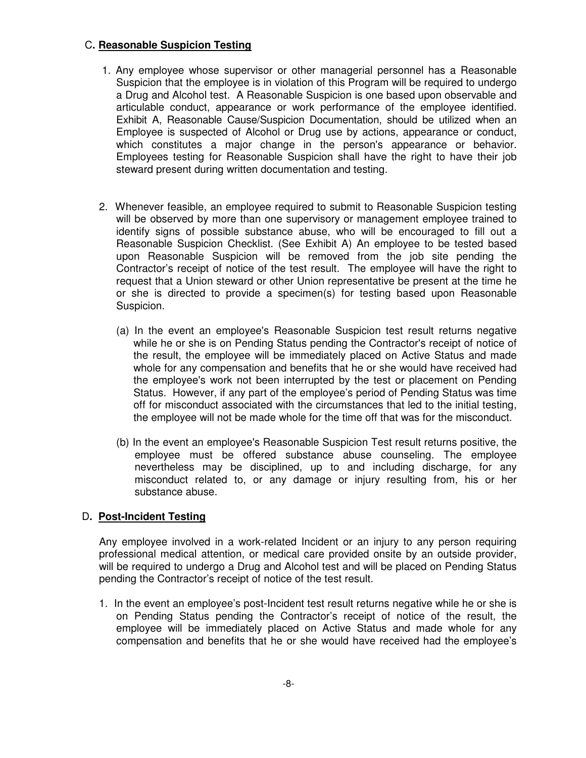## C. Reasonable Suspicion Testing

1. Any employee whose supervisor or other managerial personnel has a Reasonable Suspicion that the employee is in violation of this Program will be required to undergo a Drug and Alcohol test. A Reasonable Suspicion is one based upon observable and articulable conduct, appearance or work performance of the employee identified. Exhibit A, Reasonable Cause/Suspicion Documentation, should be utilized when an Employee is suspected of Alcohol or Drug use by actions, appearance or conduct, which constitutes a major change in the person's appearance or behavior. Employees testing for Reasonable Suspicion shall have the right to have their job steward present during written documentation and testing.

2. Whenever feasible, an employee required to submit to Reasonable Suspicion testing will be observed by more than one supervisory or management employee trained to identify signs of possible substance abuse, who will be encouraged to fill out a Reasonable Suspicion Checklist. (See Exhibit A) An employee to be tested based upon Reasonable Suspicion will be removed from the job site pending the Contractor's receipt of notice of the test result. The employee will have the right to request that a Union steward or other Union representative be present at the time he or she is directed to provide a specimen(s) for testing based upon Reasonable Suspicion.

   (a) In the event an employee's Reasonable Suspicion test result returns negative while he or she is on Pending Status pending the Contractor's receipt of notice of the result, the employee will be immediately placed on Active Status and made whole for any compensation and benefits that he or she would have received had the employee's work not been interrupted by the test or placement on Pending Status. However, if any part of the employee's period of Pending Status was time off for misconduct associated with the circumstances that led to the initial testing, the employee will not be made whole for the time off that was for the misconduct.

   (b) In the event an employee's Reasonable Suspicion Test result returns positive, the employee must be offered substance abuse counseling. The employee nevertheless may be disciplined, up to and including discharge, for any misconduct related to, or any damage or injury resulting from, his or her substance abuse.

## D. Post-Incident Testing

Any employee involved in a work-related Incident or an injury to any person requiring professional medical attention, or medical care provided onsite by an outside provider, will be required to undergo a Drug and Alcohol test and will be placed on Pending Status pending the Contractor's receipt of notice of the test result.

1. In the event an employee's post-Incident test result returns negative while he or she is on Pending Status pending the Contractor's receipt of notice of the result, the employee will be immediately placed on Active Status and made whole for any compensation and benefits that he or she would have received had the employee's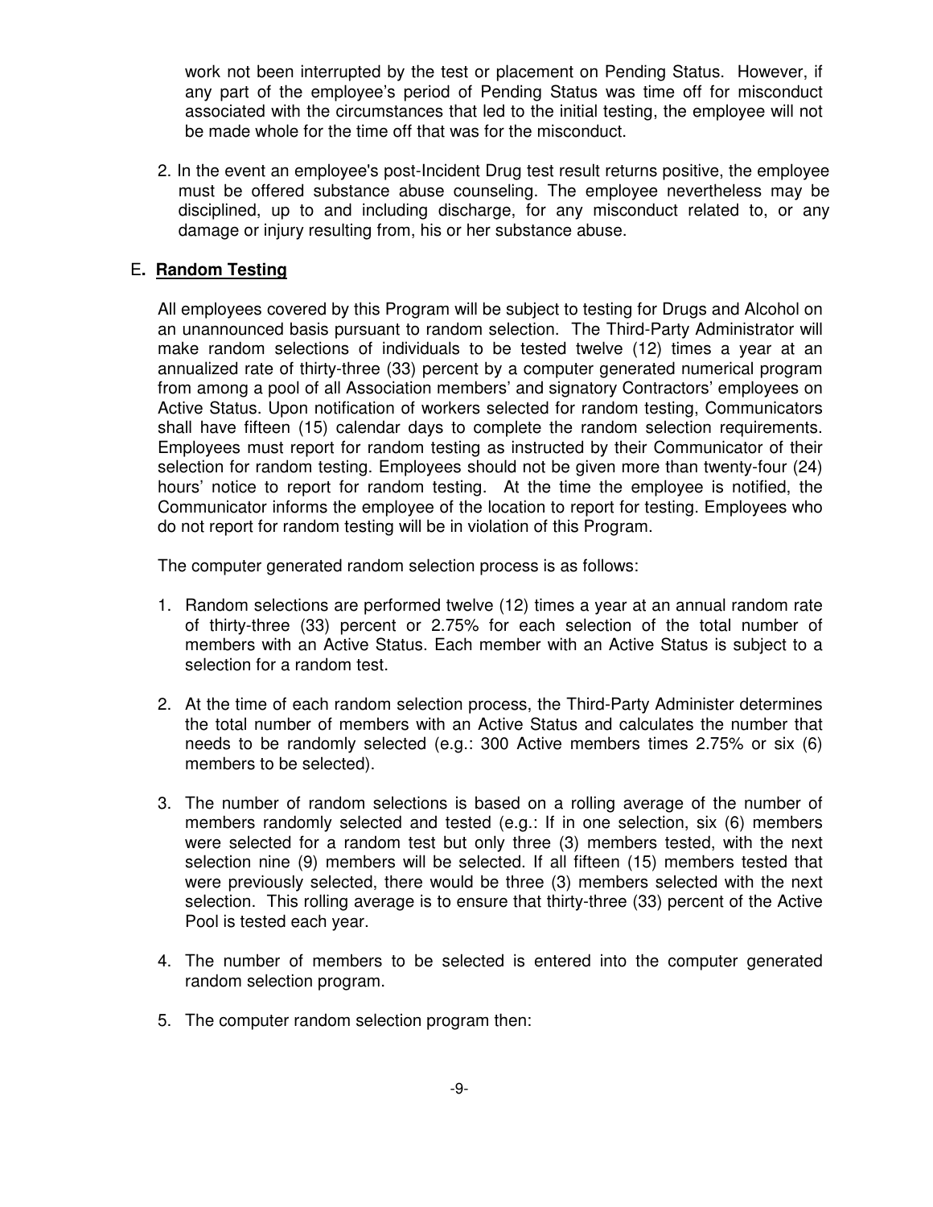work not been interrupted by the test or placement on Pending Status. However, if any part of the employee's period of Pending Status was time off for misconduct associated with the circumstances that led to the initial testing, the employee will not be made whole for the time off that was for the misconduct.

2. In the event an employee's post-Incident Drug test result returns positive, the employee must be offered substance abuse counseling. The employee nevertheless may be disciplined, up to and including discharge, for any misconduct related to, or any damage or injury resulting from, his or her substance abuse.

## E. **Random Testing**

All employees covered by this Program will be subject to testing for Drugs and Alcohol on an unannounced basis pursuant to random selection. The Third-Party Administrator will make random selections of individuals to be tested twelve (12) times a year at an annualized rate of thirty-three (33) percent by a computer generated numerical program from among a pool of all Association members' and signatory Contractors' employees on Active Status. Upon notification of workers selected for random testing, Communicators shall have fifteen (15) calendar days to complete the random selection requirements. Employees must report for random testing as instructed by their Communicator of their selection for random testing. Employees should not be given more than twenty-four (24) hours' notice to report for random testing. At the time the employee is notified, the Communicator informs the employee of the location to report for testing. Employees who do not report for random testing will be in violation of this Program.

The computer generated random selection process is as follows:

1. Random selections are performed twelve (12) times a year at an annual random rate of thirty-three (33) percent or 2.75% for each selection of the total number of members with an Active Status. Each member with an Active Status is subject to a selection for a random test.

2. At the time of each random selection process, the Third-Party Administer determines the total number of members with an Active Status and calculates the number that needs to be randomly selected (e.g.: 300 Active members times 2.75% or six (6) members to be selected).

3. The number of random selections is based on a rolling average of the number of members randomly selected and tested (e.g.: If in one selection, six (6) members were selected for a random test but only three (3) members tested, with the next selection nine (9) members will be selected. If all fifteen (15) members tested that were previously selected, there would be three (3) members selected with the next selection. This rolling average is to ensure that thirty-three (33) percent of the Active Pool is tested each year.

4. The number of members to be selected is entered into the computer generated random selection program.

5. The computer random selection program then: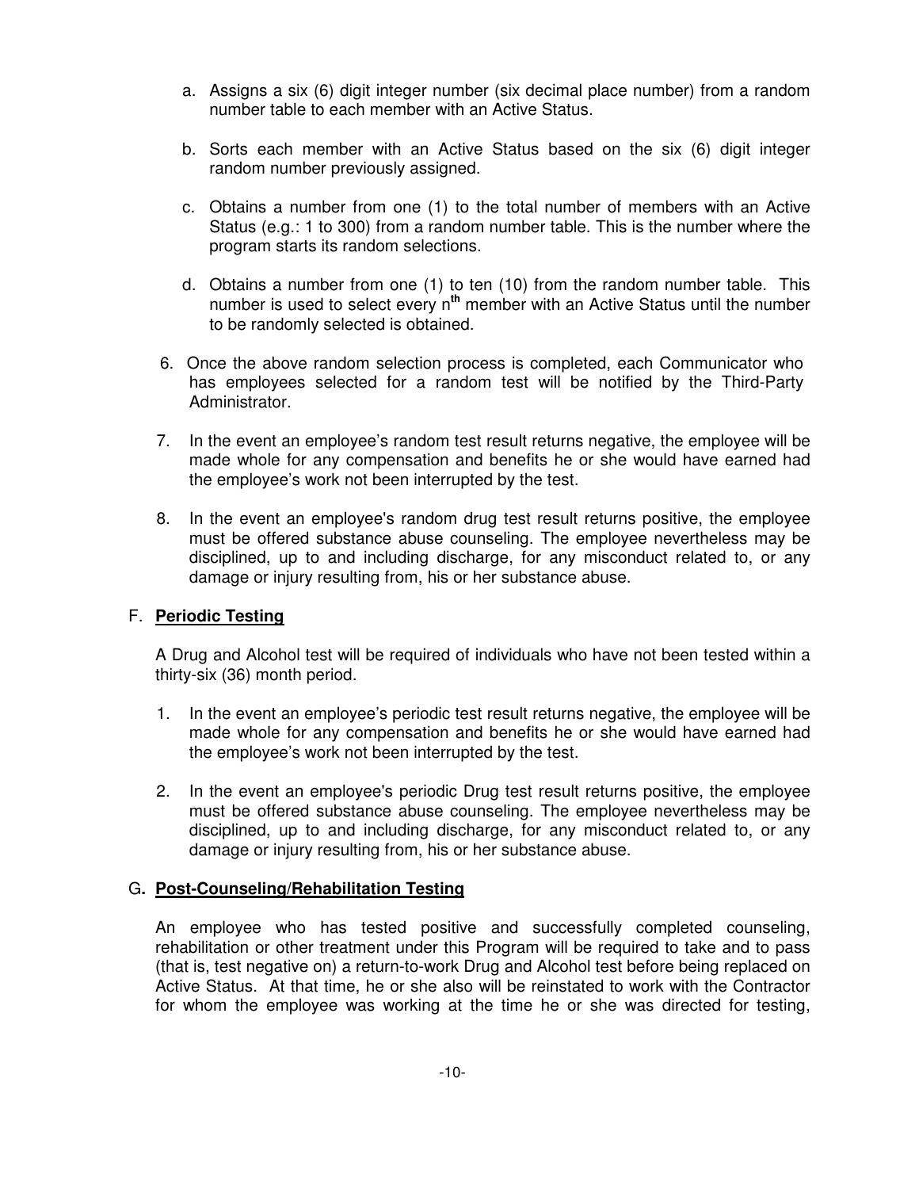a. Assigns a six (6) digit integer number (six decimal place number) from a random number table to each member with an Active Status.

b. Sorts each member with an Active Status based on the six (6) digit integer random number previously assigned.

c. Obtains a number from one (1) to the total number of members with an Active Status (e.g.: 1 to 300) from a random number table. This is the number where the program starts its random selections.

d. Obtains a number from one (1) to ten (10) from the random number table. This number is used to select every $n^{th}$ member with an Active Status until the number to be randomly selected is obtained.

6. Once the above random selection process is completed, each Communicator who has employees selected for a random test will be notified by the Third-Party Administrator.

7. In the event an employee's random test result returns negative, the employee will be made whole for any compensation and benefits he or she would have earned had the employee's work not been interrupted by the test.

8. In the event an employee's random drug test result returns positive, the employee must be offered substance abuse counseling. The employee nevertheless may be disciplined, up to and including discharge, for any misconduct related to, or any damage or injury resulting from, his or her substance abuse.

## F. Periodic Testing

A Drug and Alcohol test will be required of individuals who have not been tested within a thirty-six (36) month period.

1. In the event an employee's periodic test result returns negative, the employee will be made whole for any compensation and benefits he or she would have earned had the employee's work not been interrupted by the test.

2. In the event an employee's periodic Drug test result returns positive, the employee must be offered substance abuse counseling. The employee nevertheless may be disciplined, up to and including discharge, for any misconduct related to, or any damage or injury resulting from, his or her substance abuse.

## G. Post-Counseling/Rehabilitation Testing

An employee who has tested positive and successfully completed counseling, rehabilitation or other treatment under this Program will be required to take and to pass (that is, test negative on) a return-to-work Drug and Alcohol test before being replaced on Active Status. At that time, he or she also will be reinstated to work with the Contractor for whom the employee was working at the time he or she was directed for testing,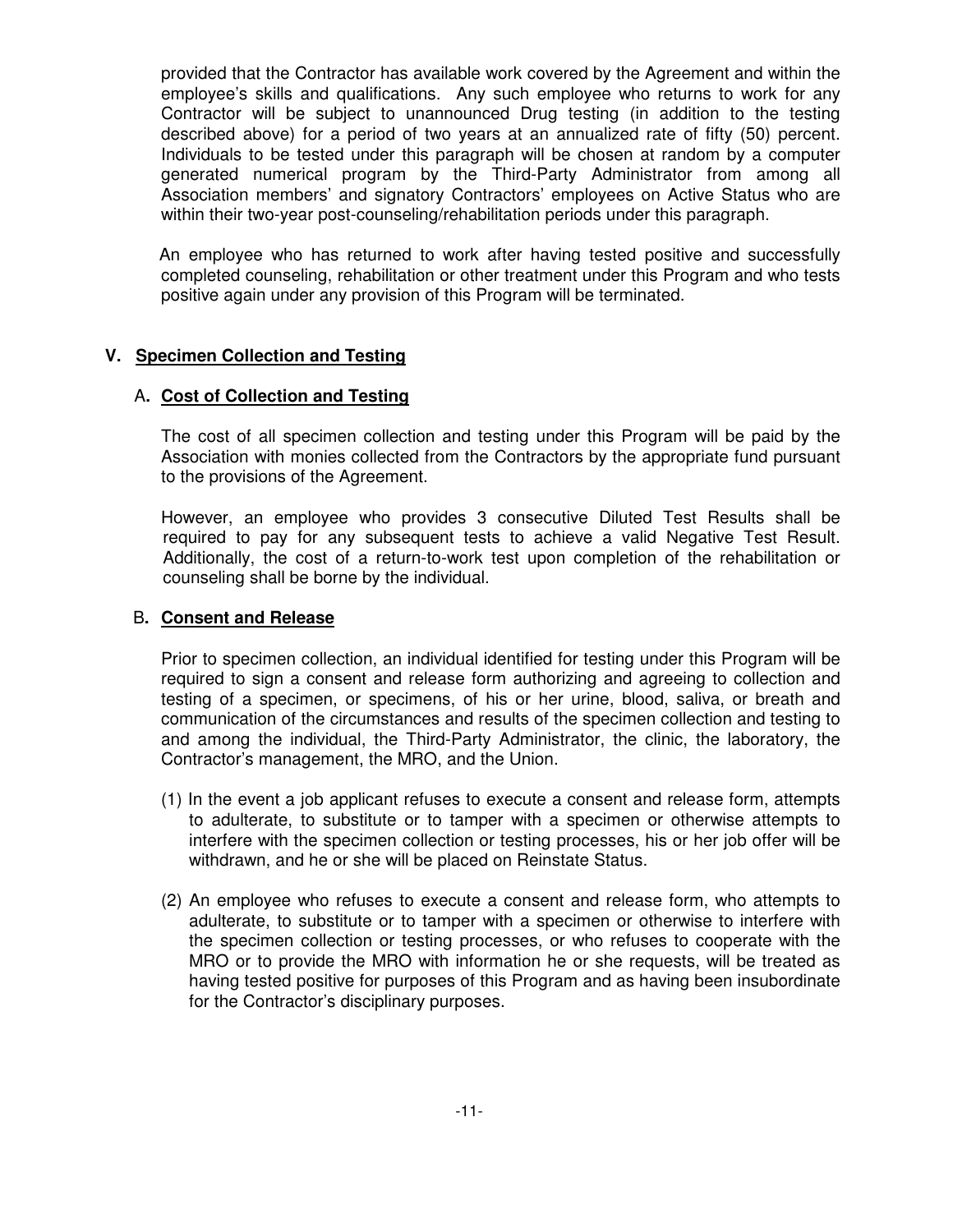provided that the Contractor has available work covered by the Agreement and within the employee's skills and qualifications. Any such employee who returns to work for any Contractor will be subject to unannounced Drug testing (in addition to the testing described above) for a period of two years at an annualized rate of fifty (50) percent. Individuals to be tested under this paragraph will be chosen at random by a computer generated numerical program by the Third-Party Administrator from among all Association members' and signatory Contractors' employees on Active Status who are within their two-year post-counseling/rehabilitation periods under this paragraph.

An employee who has returned to work after having tested positive and successfully completed counseling, rehabilitation or other treatment under this Program and who tests positive again under any provision of this Program will be terminated.

## V. Specimen Collection and Testing

### A. Cost of Collection and Testing

The cost of all specimen collection and testing under this Program will be paid by the Association with monies collected from the Contractors by the appropriate fund pursuant to the provisions of the Agreement.

However, an employee who provides 3 consecutive Diluted Test Results shall be required to pay for any subsequent tests to achieve a valid Negative Test Result. Additionally, the cost of a return-to-work test upon completion of the rehabilitation or counseling shall be borne by the individual.

### B. Consent and Release

Prior to specimen collection, an individual identified for testing under this Program will be required to sign a consent and release form authorizing and agreeing to collection and testing of a specimen, or specimens, of his or her urine, blood, saliva, or breath and communication of the circumstances and results of the specimen collection and testing to and among the individual, the Third-Party Administrator, the clinic, the laboratory, the Contractor's management, the MRO, and the Union.

(1) In the event a job applicant refuses to execute a consent and release form, attempts to adulterate, to substitute or to tamper with a specimen or otherwise attempts to interfere with the specimen collection or testing processes, his or her job offer will be withdrawn, and he or she will be placed on Reinstate Status.

(2) An employee who refuses to execute a consent and release form, who attempts to adulterate, to substitute or to tamper with a specimen or otherwise to interfere with the specimen collection or testing processes, or who refuses to cooperate with the MRO or to provide the MRO with information he or she requests, will be treated as having tested positive for purposes of this Program and as having been insubordinate for the Contractor's disciplinary purposes.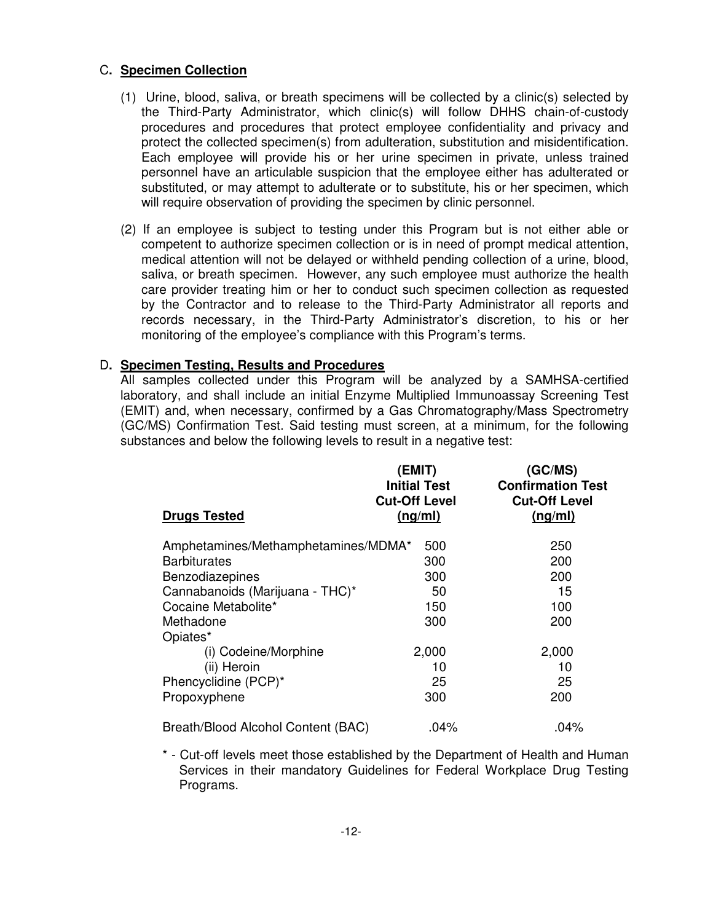### C. **Specimen Collection**

(1) Urine, blood, saliva, or breath specimens will be collected by a clinic(s) selected by the Third-Party Administrator, which clinic(s) will follow DHHS chain-of-custody procedures and procedures that protect employee confidentiality and privacy and protect the collected specimen(s) from adulteration, substitution and misidentification. Each employee will provide his or her urine specimen in private, unless trained personnel have an articulable suspicion that the employee either has adulterated or substituted, or may attempt to adulterate or to substitute, his or her specimen, which will require observation of providing the specimen by clinic personnel.

(2) If an employee is subject to testing under this Program but is not either able or competent to authorize specimen collection or is in need of prompt medical attention, medical attention will not be delayed or withheld pending collection of a urine, blood, saliva, or breath specimen. However, any such employee must authorize the health care provider treating him or her to conduct such specimen collection as requested by the Contractor and to release to the Third-Party Administrator all reports and records necessary, in the Third-Party Administrator's discretion, to his or her monitoring of the employee's compliance with this Program's terms.

### D. **Specimen Testing, Results and Procedures**

All samples collected under this Program will be analyzed by a SAMHSA-certified laboratory, and shall include an initial Enzyme Multiplied Immunoassay Screening Test (EMIT) and, when necessary, confirmed by a Gas Chromatography/Mass Spectrometry (GC/MS) Confirmation Test. Said testing must screen, at a minimum, for the following substances and below the following levels to result in a negative test:

| **Drugs Tested** | **(EMIT) Initial Test Cut-Off Level (ng/ml)** | **(GC/MS) Confirmation Test Cut-Off Level (ng/ml)** |
|---|---|---|
| Amphetamines/Methamphetamines/MDMA* | 500 | 250 |
| Barbiturates | 300 | 200 |
| Benzodiazepines | 300 | 200 |
| Cannabanoids (Marijuana - THC)* | 50 | 15 |
| Cocaine Metabolite* | 150 | 100 |
| Methadone | 300 | 200 |
| Opiates* | | |
| (i) Codeine/Morphine | 2,000 | 2,000 |
| (ii) Heroin | 10 | 10 |
| Phencyclidine (PCP)* | 25 | 25 |
| Propoxyphene | 300 | 200 |
| Breath/Blood Alcohol Content (BAC) | .04% | .04% |

\* - Cut-off levels meet those established by the Department of Health and Human Services in their mandatory Guidelines for Federal Workplace Drug Testing Programs.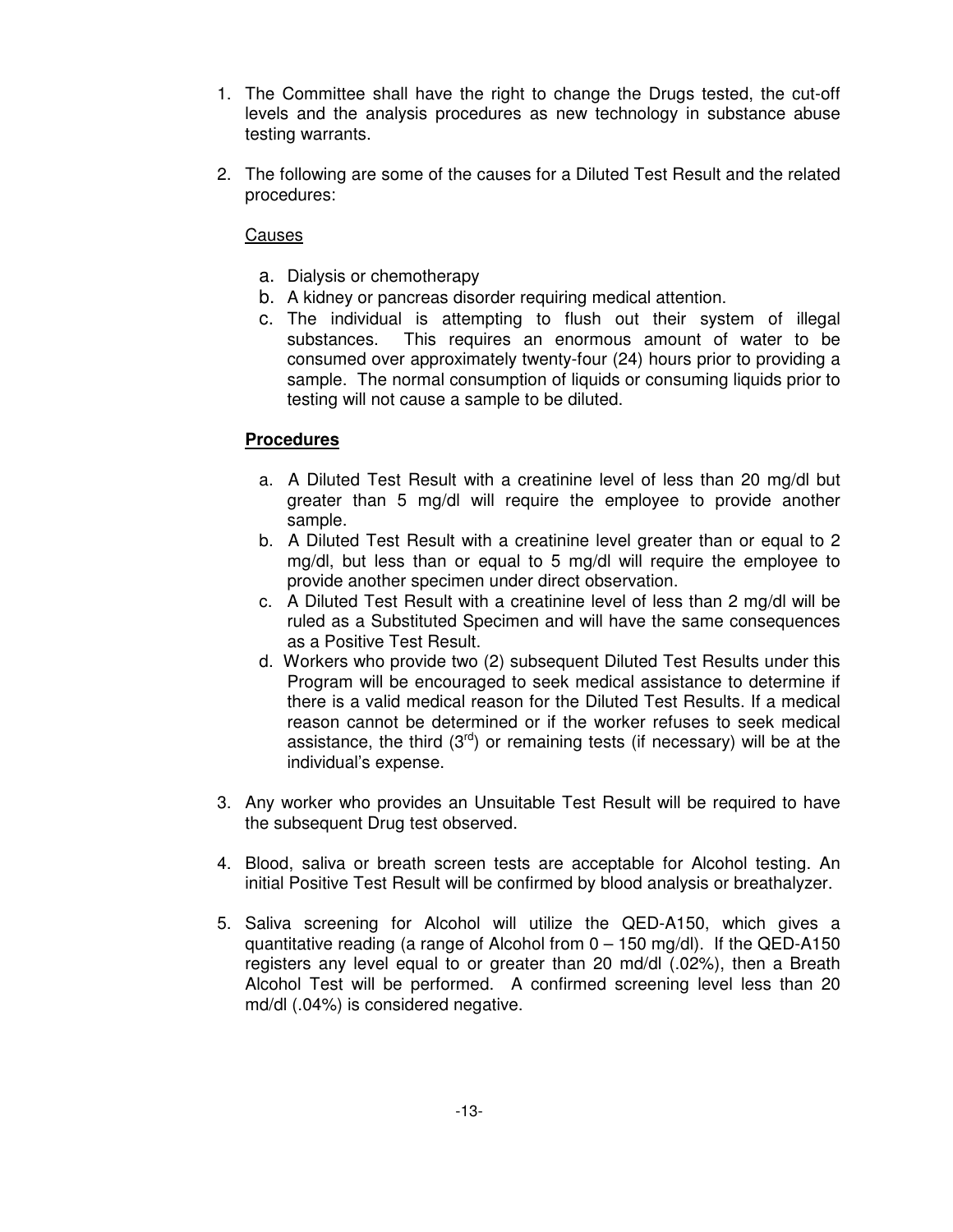1. The Committee shall have the right to change the Drugs tested, the cut-off levels and the analysis procedures as new technology in substance abuse testing warrants.

2. The following are some of the causes for a Diluted Test Result and the related procedures:

   Causes

   a. Dialysis or chemotherapy
   b. A kidney or pancreas disorder requiring medical attention.
   c. The individual is attempting to flush out their system of illegal substances. This requires an enormous amount of water to be consumed over approximately twenty-four (24) hours prior to providing a sample. The normal consumption of liquids or consuming liquids prior to testing will not cause a sample to be diluted.

   **Procedures**

   a. A Diluted Test Result with a creatinine level of less than 20 mg/dl but greater than 5 mg/dl will require the employee to provide another sample.
   b. A Diluted Test Result with a creatinine level greater than or equal to 2 mg/dl, but less than or equal to 5 mg/dl will require the employee to provide another specimen under direct observation.
   c. A Diluted Test Result with a creatinine level of less than 2 mg/dl will be ruled as a Substituted Specimen and will have the same consequences as a Positive Test Result.
   d. Workers who provide two (2) subsequent Diluted Test Results under this Program will be encouraged to seek medical assistance to determine if there is a valid medical reason for the Diluted Test Results. If a medical reason cannot be determined or if the worker refuses to seek medical assistance, the third (3rd) or remaining tests (if necessary) will be at the individual's expense.

3. Any worker who provides an Unsuitable Test Result will be required to have the subsequent Drug test observed.

4. Blood, saliva or breath screen tests are acceptable for Alcohol testing. An initial Positive Test Result will be confirmed by blood analysis or breathalyzer.

5. Saliva screening for Alcohol will utilize the QED-A150, which gives a quantitative reading (a range of Alcohol from 0 – 150 mg/dl). If the QED-A150 registers any level equal to or greater than 20 md/dl (.02%), then a Breath Alcohol Test will be performed. A confirmed screening level less than 20 md/dl (.04%) is considered negative.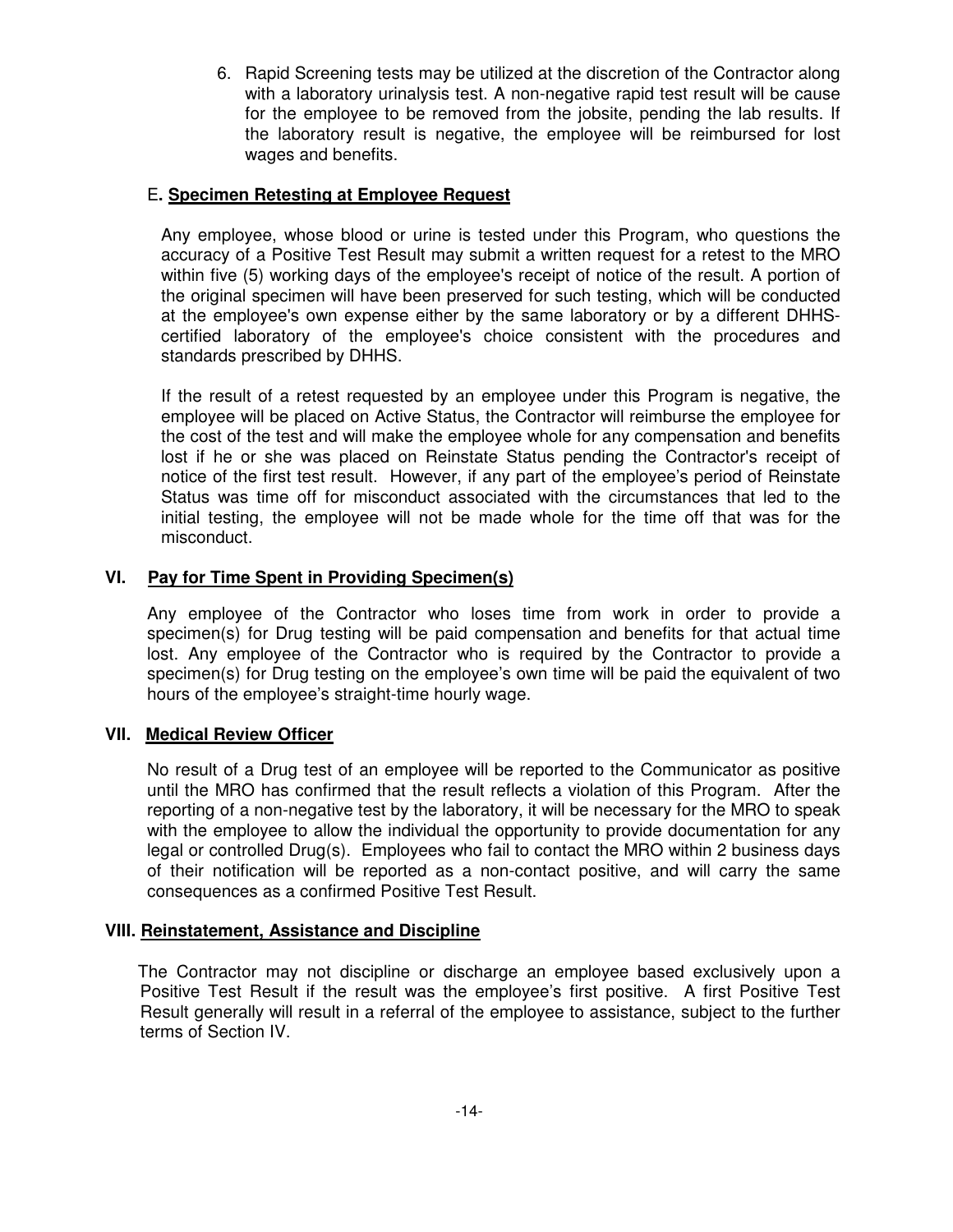6. Rapid Screening tests may be utilized at the discretion of the Contractor along with a laboratory urinalysis test. A non-negative rapid test result will be cause for the employee to be removed from the jobsite, pending the lab results. If the laboratory result is negative, the employee will be reimbursed for lost wages and benefits.

### E. **Specimen Retesting at Employee Request**

Any employee, whose blood or urine is tested under this Program, who questions the accuracy of a Positive Test Result may submit a written request for a retest to the MRO within five (5) working days of the employee's receipt of notice of the result. A portion of the original specimen will have been preserved for such testing, which will be conducted at the employee's own expense either by the same laboratory or by a different DHHS-certified laboratory of the employee's choice consistent with the procedures and standards prescribed by DHHS.

If the result of a retest requested by an employee under this Program is negative, the employee will be placed on Active Status, the Contractor will reimburse the employee for the cost of the test and will make the employee whole for any compensation and benefits lost if he or she was placed on Reinstate Status pending the Contractor's receipt of notice of the first test result. However, if any part of the employee's period of Reinstate Status was time off for misconduct associated with the circumstances that led to the initial testing, the employee will not be made whole for the time off that was for the misconduct.

## VI. Pay for Time Spent in Providing Specimen(s)

Any employee of the Contractor who loses time from work in order to provide a specimen(s) for Drug testing will be paid compensation and benefits for that actual time lost. Any employee of the Contractor who is required by the Contractor to provide a specimen(s) for Drug testing on the employee's own time will be paid the equivalent of two hours of the employee's straight-time hourly wage.

## VII. Medical Review Officer

No result of a Drug test of an employee will be reported to the Communicator as positive until the MRO has confirmed that the result reflects a violation of this Program. After the reporting of a non-negative test by the laboratory, it will be necessary for the MRO to speak with the employee to allow the individual the opportunity to provide documentation for any legal or controlled Drug(s). Employees who fail to contact the MRO within 2 business days of their notification will be reported as a non-contact positive, and will carry the same consequences as a confirmed Positive Test Result.

## VIII. Reinstatement, Assistance and Discipline

The Contractor may not discipline or discharge an employee based exclusively upon a Positive Test Result if the result was the employee's first positive. A first Positive Test Result generally will result in a referral of the employee to assistance, subject to the further terms of Section IV.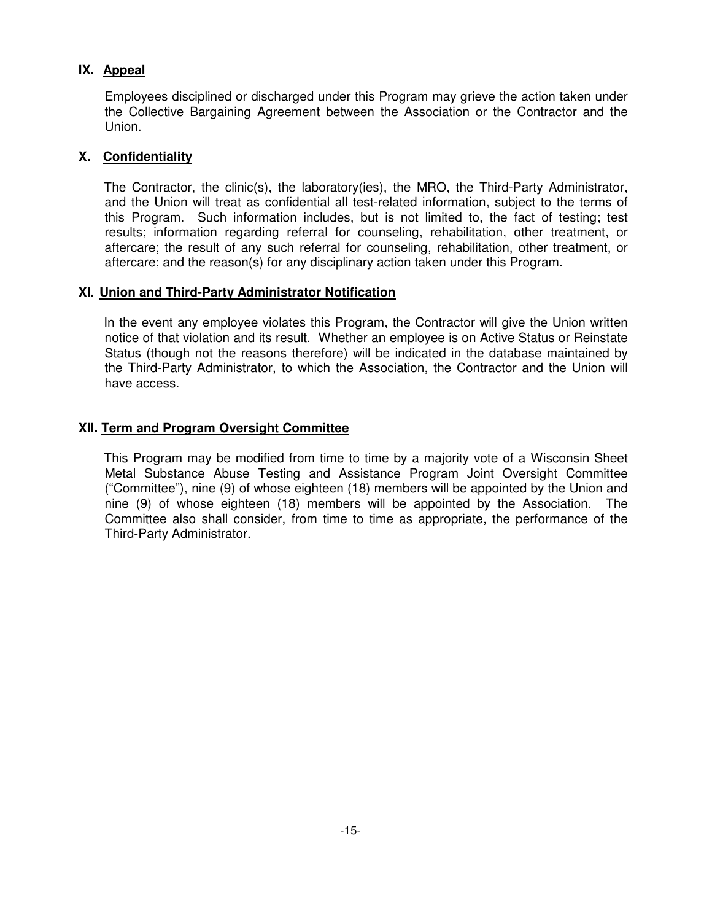## IX. <u>Appeal</u>

Employees disciplined or discharged under this Program may grieve the action taken under the Collective Bargaining Agreement between the Association or the Contractor and the Union.

## X. <u>Confidentiality</u>

The Contractor, the clinic(s), the laboratory(ies), the MRO, the Third-Party Administrator, and the Union will treat as confidential all test-related information, subject to the terms of this Program. Such information includes, but is not limited to, the fact of testing; test results; information regarding referral for counseling, rehabilitation, other treatment, or aftercare; the result of any such referral for counseling, rehabilitation, other treatment, or aftercare; and the reason(s) for any disciplinary action taken under this Program.

## XI. <u>Union and Third-Party Administrator Notification</u>

In the event any employee violates this Program, the Contractor will give the Union written notice of that violation and its result. Whether an employee is on Active Status or Reinstate Status (though not the reasons therefore) will be indicated in the database maintained by the Third-Party Administrator, to which the Association, the Contractor and the Union will have access.

## XII. <u>Term and Program Oversight Committee</u>

This Program may be modified from time to time by a majority vote of a Wisconsin Sheet Metal Substance Abuse Testing and Assistance Program Joint Oversight Committee ("Committee"), nine (9) of whose eighteen (18) members will be appointed by the Union and nine (9) of whose eighteen (18) members will be appointed by the Association. The Committee also shall consider, from time to time as appropriate, the performance of the Third-Party Administrator.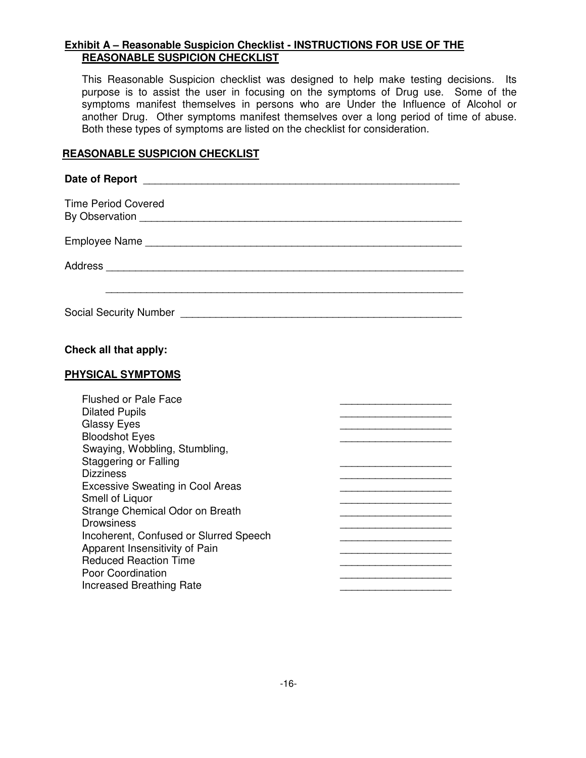**Exhibit A – Reasonable Suspicion Checklist - INSTRUCTIONS FOR USE OF THE REASONABLE SUSPICION CHECKLIST**

This Reasonable Suspicion checklist was designed to help make testing decisions. Its purpose is to assist the user in focusing on the symptoms of Drug use. Some of the symptoms manifest themselves in persons who are Under the Influence of Alcohol or another Drug. Other symptoms manifest themselves over a long period of time of abuse. Both these types of symptoms are listed on the checklist for consideration.

**REASONABLE SUSPICION CHECKLIST**

**Date of Report** ________________________________________________________

Time Period Covered
By Observation ___________________________________________________________

Employee Name ___________________________________________________________

Address ________________________________________________________________

________________________________________________________________

Social Security Number __________________________________________________

**Check all that apply:**

**PHYSICAL SYMPTOMS**

| | |
|---|---|
| Flushed or Pale Face | ___________________ |
| Dilated Pupils | ___________________ |
| Glassy Eyes | ___________________ |
| Bloodshot Eyes | ___________________ |
| Swaying, Wobbling, Stumbling, Staggering or Falling | ___________________ |
| Dizziness | ___________________ |
| Excessive Sweating in Cool Areas | ___________________ |
| Smell of Liquor | ___________________ |
| Strange Chemical Odor on Breath | ___________________ |
| Drowsiness | ___________________ |
| Incoherent, Confused or Slurred Speech | ___________________ |
| Apparent Insensitivity of Pain | ___________________ |
| Reduced Reaction Time | ___________________ |
| Poor Coordination | ___________________ |
| Increased Breathing Rate | ___________________ |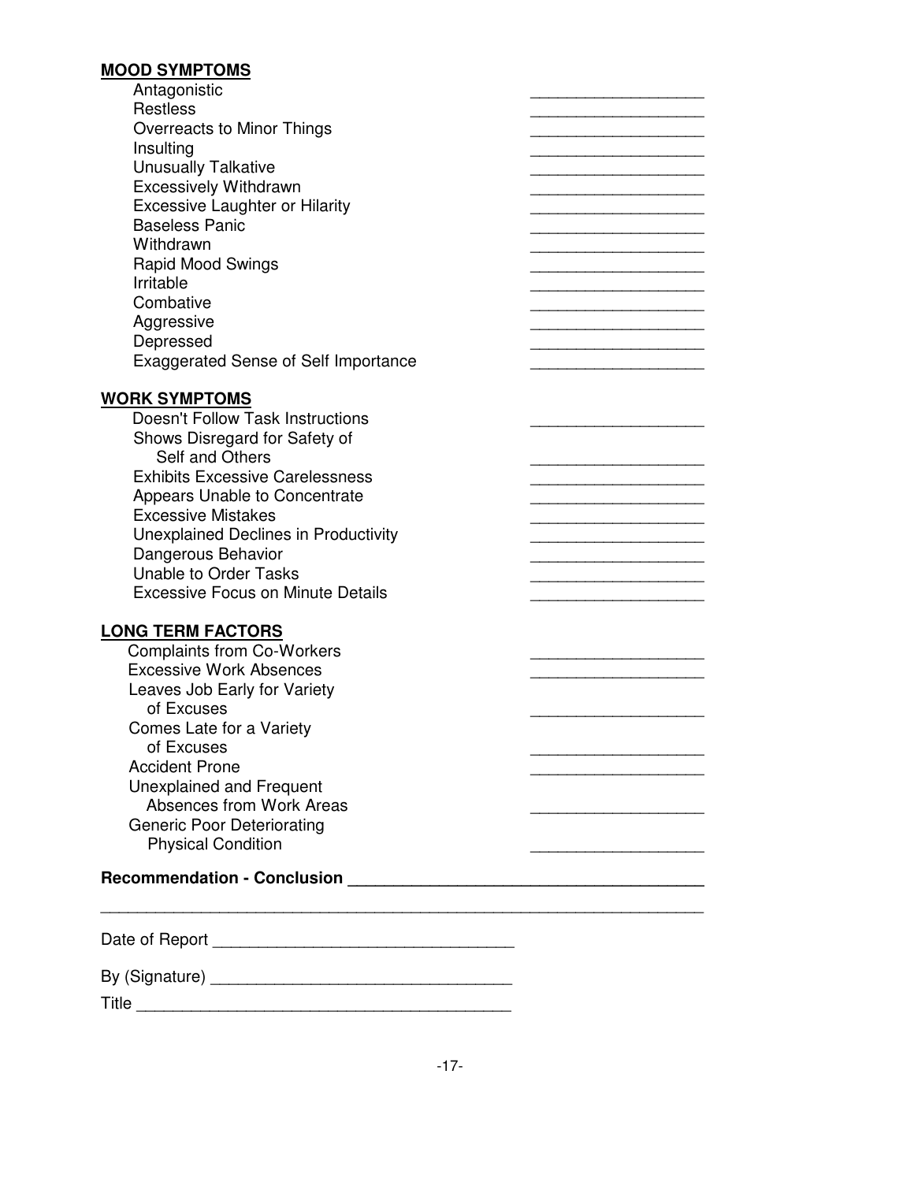**MOOD SYMPTOMS**

| | |
|---|---|
| Antagonistic | ____________________ |
| Restless | ____________________ |
| Overreacts to Minor Things | ____________________ |
| Insulting | ____________________ |
| Unusually Talkative | ____________________ |
| Excessively Withdrawn | ____________________ |
| Excessive Laughter or Hilarity | ____________________ |
| Baseless Panic | ____________________ |
| Withdrawn | ____________________ |
| Rapid Mood Swings | ____________________ |
| Irritable | ____________________ |
| Combative | ____________________ |
| Aggressive | ____________________ |
| Depressed | ____________________ |
| Exaggerated Sense of Self Importance | ____________________ |

**WORK SYMPTOMS**

| | |
|---|---|
| Doesn't Follow Task Instructions | ____________________ |
| Shows Disregard for Safety of Self and Others | ____________________ |
| Exhibits Excessive Carelessness | ____________________ |
| Appears Unable to Concentrate | ____________________ |
| Excessive Mistakes | ____________________ |
| Unexplained Declines in Productivity | ____________________ |
| Dangerous Behavior | ____________________ |
| Unable to Order Tasks | ____________________ |
| Excessive Focus on Minute Details | ____________________ |

**LONG TERM FACTORS**

| | |
|---|---|
| Complaints from Co-Workers | ____________________ |
| Excessive Work Absences | ____________________ |
| Leaves Job Early for Variety of Excuses | ____________________ |
| Comes Late for a Variety of Excuses | ____________________ |
| Accident Prone | ____________________ |
| Unexplained and Frequent Absences from Work Areas | ____________________ |
| Generic Poor Deteriorating Physical Condition | ____________________ |

**Recommendation - Conclusion** ________________________________________

________________________________________________________________________

Date of Report ________________________________

By (Signature) ________________________________

Title ________________________________________